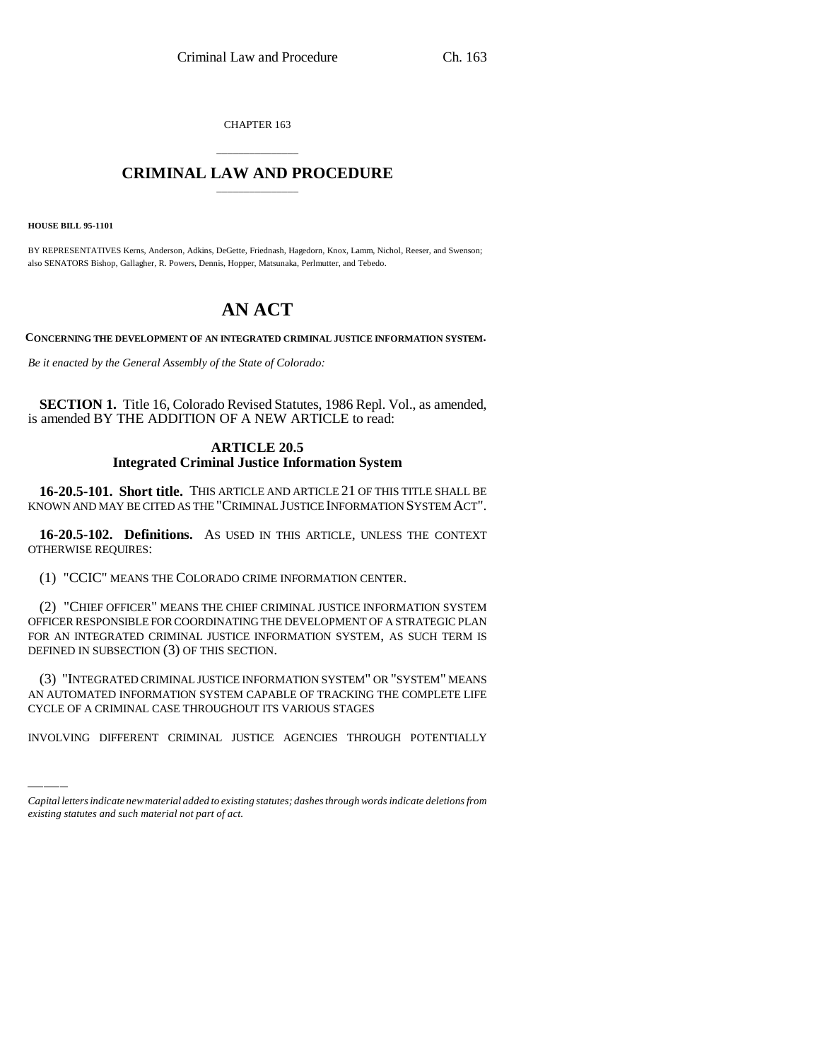CHAPTER 163

# CRIMINAL LAW AND PROCEDURE

**HOUSE BILL 95-1101**

BY REPRESENTATIVES Kerns, Anderson, Adkins, DeGette, Friednash, Hagedorn, Knox, Lamm, Nichol, Reeser, and Swenson; also SENATORS Bishop, Gallagher, R. Powers, Dennis, Hopper, Matsunaka, Perlmutter, and Tebedo.

# AN ACT

**CONCERNING THE DEVELOPMENT OF AN INTEGRATED CRIMINAL JUSTICE INFORMATION SYSTEM.**

*Be it enacted by the General Assembly of the State of Colorado:*

**SECTION 1.** Title 16, Colorado Revised Statutes, 1986 Repl. Vol., as amended, is amended BY THE ADDITION OF A NEW ARTICLE to read:

## ARTICLE 20.5
## Integrated Criminal Justice Information System

**16-20.5-101. Short title.** THIS ARTICLE AND ARTICLE 21 OF THIS TITLE SHALL BE KNOWN AND MAY BE CITED AS THE "CRIMINAL JUSTICE INFORMATION SYSTEM ACT".

**16-20.5-102. Definitions.** AS USED IN THIS ARTICLE, UNLESS THE CONTEXT OTHERWISE REQUIRES:

(1) "CCIC" MEANS THE COLORADO CRIME INFORMATION CENTER.

(2) "CHIEF OFFICER" MEANS THE CHIEF CRIMINAL JUSTICE INFORMATION SYSTEM OFFICER RESPONSIBLE FOR COORDINATING THE DEVELOPMENT OF A STRATEGIC PLAN FOR AN INTEGRATED CRIMINAL JUSTICE INFORMATION SYSTEM, AS SUCH TERM IS DEFINED IN SUBSECTION (3) OF THIS SECTION.

(3) "INTEGRATED CRIMINAL JUSTICE INFORMATION SYSTEM" OR "SYSTEM" MEANS AN AUTOMATED INFORMATION SYSTEM CAPABLE OF TRACKING THE COMPLETE LIFE CYCLE OF A CRIMINAL CASE THROUGHOUT ITS VARIOUS STAGES INVOLVING DIFFERENT CRIMINAL JUSTICE AGENCIES THROUGH POTENTIALLY

*Capital letters indicate new material added to existing statutes; dashes through words indicate deletions from existing statutes and such material not part of act.*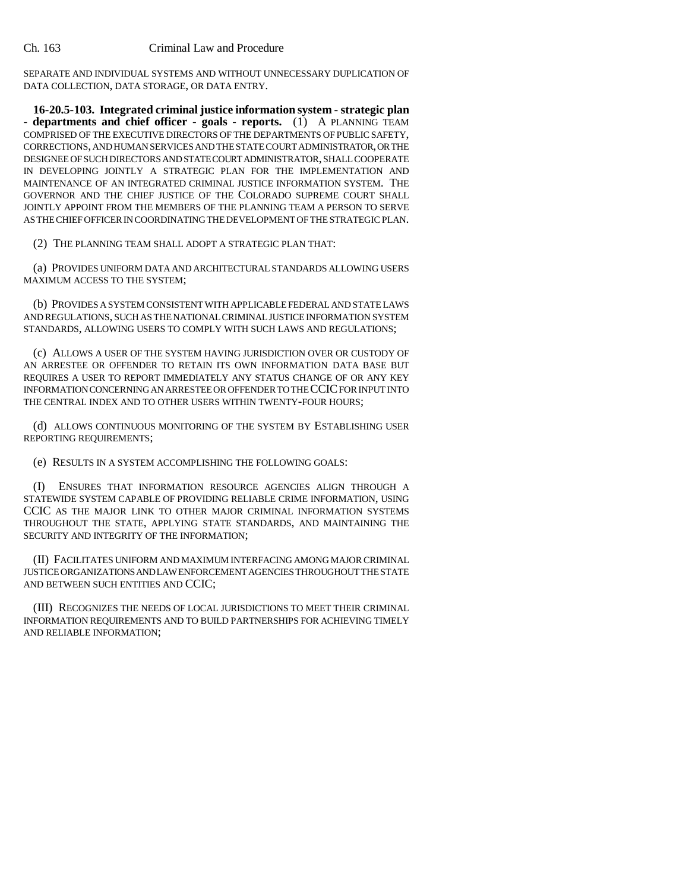SEPARATE AND INDIVIDUAL SYSTEMS AND WITHOUT UNNECESSARY DUPLICATION OF DATA COLLECTION, DATA STORAGE, OR DATA ENTRY.

**16-20.5-103. Integrated criminal justice information system - strategic plan - departments and chief officer - goals - reports.** (1) A PLANNING TEAM COMPRISED OF THE EXECUTIVE DIRECTORS OF THE DEPARTMENTS OF PUBLIC SAFETY, CORRECTIONS, AND HUMAN SERVICES AND THE STATE COURT ADMINISTRATOR, OR THE DESIGNEE OF SUCH DIRECTORS AND STATE COURT ADMINISTRATOR, SHALL COOPERATE IN DEVELOPING JOINTLY A STRATEGIC PLAN FOR THE IMPLEMENTATION AND MAINTENANCE OF AN INTEGRATED CRIMINAL JUSTICE INFORMATION SYSTEM. THE GOVERNOR AND THE CHIEF JUSTICE OF THE COLORADO SUPREME COURT SHALL JOINTLY APPOINT FROM THE MEMBERS OF THE PLANNING TEAM A PERSON TO SERVE AS THE CHIEF OFFICER IN COORDINATING THE DEVELOPMENT OF THE STRATEGIC PLAN.

(2) THE PLANNING TEAM SHALL ADOPT A STRATEGIC PLAN THAT:

(a) PROVIDES UNIFORM DATA AND ARCHITECTURAL STANDARDS ALLOWING USERS MAXIMUM ACCESS TO THE SYSTEM;

(b) PROVIDES A SYSTEM CONSISTENT WITH APPLICABLE FEDERAL AND STATE LAWS AND REGULATIONS, SUCH AS THE NATIONAL CRIMINAL JUSTICE INFORMATION SYSTEM STANDARDS, ALLOWING USERS TO COMPLY WITH SUCH LAWS AND REGULATIONS;

(c) ALLOWS A USER OF THE SYSTEM HAVING JURISDICTION OVER OR CUSTODY OF AN ARRESTEE OR OFFENDER TO RETAIN ITS OWN INFORMATION DATA BASE BUT REQUIRES A USER TO REPORT IMMEDIATELY ANY STATUS CHANGE OF OR ANY KEY INFORMATION CONCERNING AN ARRESTEE OR OFFENDER TO THE CCIC FOR INPUT INTO THE CENTRAL INDEX AND TO OTHER USERS WITHIN TWENTY-FOUR HOURS;

(d) ALLOWS CONTINUOUS MONITORING OF THE SYSTEM BY ESTABLISHING USER REPORTING REQUIREMENTS;

(e) RESULTS IN A SYSTEM ACCOMPLISHING THE FOLLOWING GOALS:

(I) ENSURES THAT INFORMATION RESOURCE AGENCIES ALIGN THROUGH A STATEWIDE SYSTEM CAPABLE OF PROVIDING RELIABLE CRIME INFORMATION, USING CCIC AS THE MAJOR LINK TO OTHER MAJOR CRIMINAL INFORMATION SYSTEMS THROUGHOUT THE STATE, APPLYING STATE STANDARDS, AND MAINTAINING THE SECURITY AND INTEGRITY OF THE INFORMATION;

(II) FACILITATES UNIFORM AND MAXIMUM INTERFACING AMONG MAJOR CRIMINAL JUSTICE ORGANIZATIONS AND LAW ENFORCEMENT AGENCIES THROUGHOUT THE STATE AND BETWEEN SUCH ENTITIES AND CCIC;

(III) RECOGNIZES THE NEEDS OF LOCAL JURISDICTIONS TO MEET THEIR CRIMINAL INFORMATION REQUIREMENTS AND TO BUILD PARTNERSHIPS FOR ACHIEVING TIMELY AND RELIABLE INFORMATION;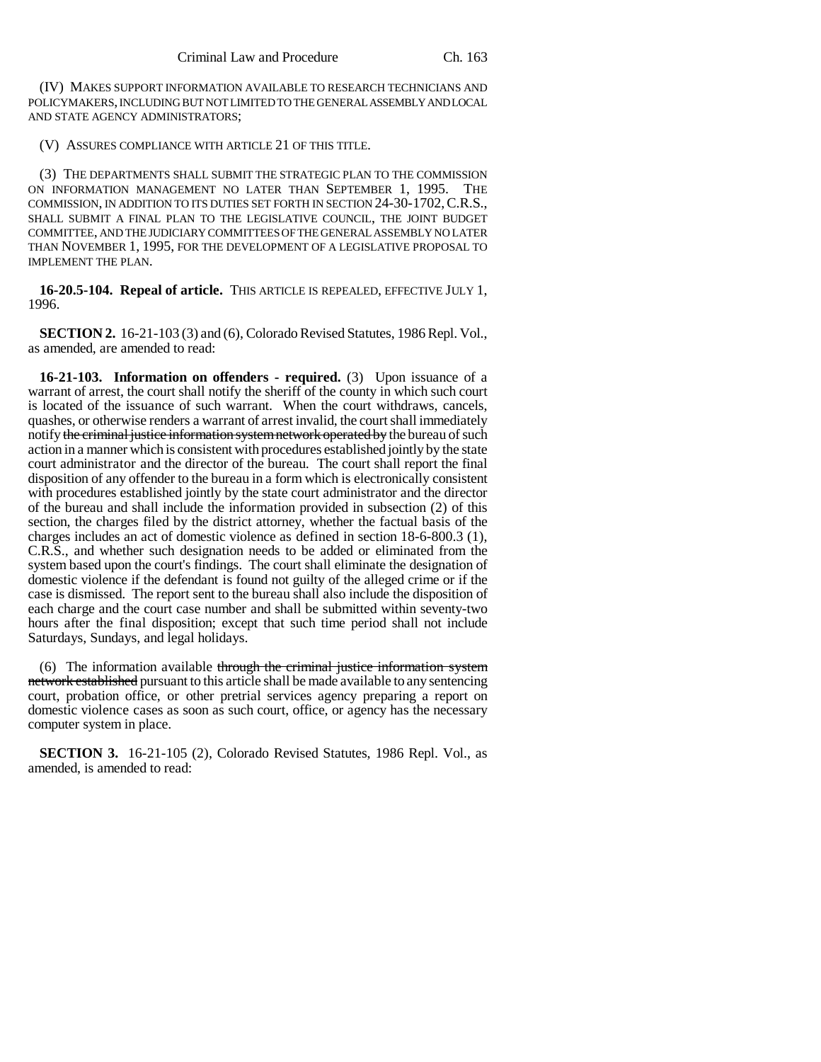(IV) MAKES SUPPORT INFORMATION AVAILABLE TO RESEARCH TECHNICIANS AND POLICYMAKERS, INCLUDING BUT NOT LIMITED TO THE GENERAL ASSEMBLY AND LOCAL AND STATE AGENCY ADMINISTRATORS;

(V) ASSURES COMPLIANCE WITH ARTICLE 21 OF THIS TITLE.

(3) THE DEPARTMENTS SHALL SUBMIT THE STRATEGIC PLAN TO THE COMMISSION ON INFORMATION MANAGEMENT NO LATER THAN SEPTEMBER 1, 1995. THE COMMISSION, IN ADDITION TO ITS DUTIES SET FORTH IN SECTION 24-30-1702, C.R.S., SHALL SUBMIT A FINAL PLAN TO THE LEGISLATIVE COUNCIL, THE JOINT BUDGET COMMITTEE, AND THE JUDICIARY COMMITTEES OF THE GENERAL ASSEMBLY NO LATER THAN NOVEMBER 1, 1995, FOR THE DEVELOPMENT OF A LEGISLATIVE PROPOSAL TO IMPLEMENT THE PLAN.

**16-20.5-104. Repeal of article.** THIS ARTICLE IS REPEALED, EFFECTIVE JULY 1, 1996.

**SECTION 2.** 16-21-103 (3) and (6), Colorado Revised Statutes, 1986 Repl. Vol., as amended, are amended to read:

**16-21-103. Information on offenders - required.** (3) Upon issuance of a warrant of arrest, the court shall notify the sheriff of the county in which such court is located of the issuance of such warrant. When the court withdraws, cancels, quashes, or otherwise renders a warrant of arrest invalid, the court shall immediately notify ~~the criminal justice information system network operated by~~ the bureau of such action in a manner which is consistent with procedures established jointly by the state court administrator and the director of the bureau. The court shall report the final disposition of any offender to the bureau in a form which is electronically consistent with procedures established jointly by the state court administrator and the director of the bureau and shall include the information provided in subsection (2) of this section, the charges filed by the district attorney, whether the factual basis of the charges includes an act of domestic violence as defined in section 18-6-800.3 (1), C.R.S., and whether such designation needs to be added or eliminated from the system based upon the court's findings. The court shall eliminate the designation of domestic violence if the defendant is found not guilty of the alleged crime or if the case is dismissed. The report sent to the bureau shall also include the disposition of each charge and the court case number and shall be submitted within seventy-two hours after the final disposition; except that such time period shall not include Saturdays, Sundays, and legal holidays.

(6) The information available ~~through the criminal justice information system network established~~ pursuant to this article shall be made available to any sentencing court, probation office, or other pretrial services agency preparing a report on domestic violence cases as soon as such court, office, or agency has the necessary computer system in place.

**SECTION 3.** 16-21-105 (2), Colorado Revised Statutes, 1986 Repl. Vol., as amended, is amended to read: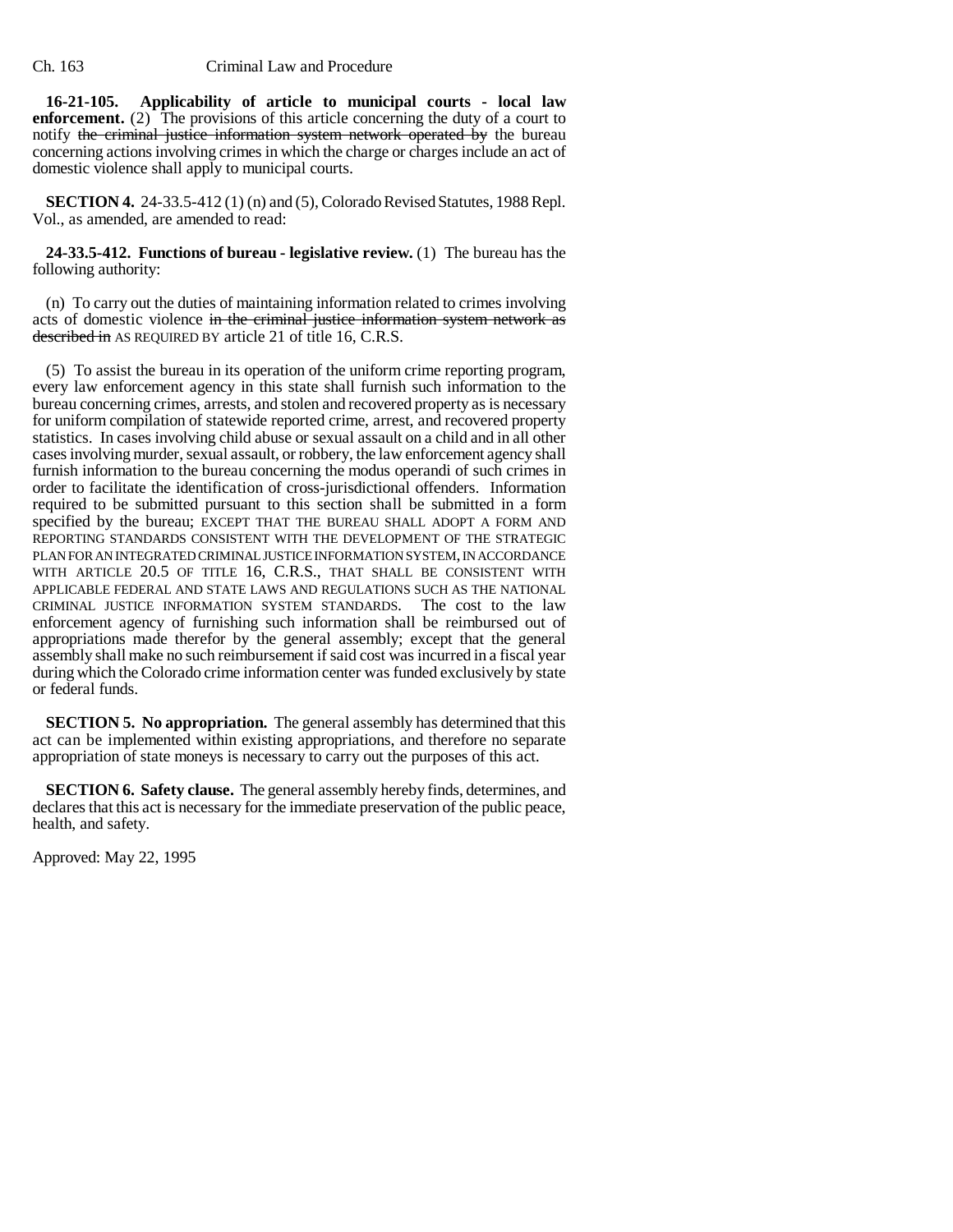**16-21-105. Applicability of article to municipal courts - local law enforcement.** (2) The provisions of this article concerning the duty of a court to notify ~~the criminal justice information system network operated by~~ the bureau concerning actions involving crimes in which the charge or charges include an act of domestic violence shall apply to municipal courts.

**SECTION 4.** 24-33.5-412 (1) (n) and (5), Colorado Revised Statutes, 1988 Repl. Vol., as amended, are amended to read:

**24-33.5-412. Functions of bureau - legislative review.** (1) The bureau has the following authority:

(n) To carry out the duties of maintaining information related to crimes involving acts of domestic violence ~~in the criminal justice information system network as described in~~ AS REQUIRED BY article 21 of title 16, C.R.S.

(5) To assist the bureau in its operation of the uniform crime reporting program, every law enforcement agency in this state shall furnish such information to the bureau concerning crimes, arrests, and stolen and recovered property as is necessary for uniform compilation of statewide reported crime, arrest, and recovered property statistics. In cases involving child abuse or sexual assault on a child and in all other cases involving murder, sexual assault, or robbery, the law enforcement agency shall furnish information to the bureau concerning the modus operandi of such crimes in order to facilitate the identification of cross-jurisdictional offenders. Information required to be submitted pursuant to this section shall be submitted in a form specified by the bureau; EXCEPT THAT THE BUREAU SHALL ADOPT A FORM AND REPORTING STANDARDS CONSISTENT WITH THE DEVELOPMENT OF THE STRATEGIC PLAN FOR AN INTEGRATED CRIMINAL JUSTICE INFORMATION SYSTEM, IN ACCORDANCE WITH ARTICLE 20.5 OF TITLE 16, C.R.S., THAT SHALL BE CONSISTENT WITH APPLICABLE FEDERAL AND STATE LAWS AND REGULATIONS SUCH AS THE NATIONAL CRIMINAL JUSTICE INFORMATION SYSTEM STANDARDS. The cost to the law enforcement agency of furnishing such information shall be reimbursed out of appropriations made therefor by the general assembly; except that the general assembly shall make no such reimbursement if said cost was incurred in a fiscal year during which the Colorado crime information center was funded exclusively by state or federal funds.

**SECTION 5. No appropriation.** The general assembly has determined that this act can be implemented within existing appropriations, and therefore no separate appropriation of state moneys is necessary to carry out the purposes of this act.

**SECTION 6. Safety clause.** The general assembly hereby finds, determines, and declares that this act is necessary for the immediate preservation of the public peace, health, and safety.

Approved: May 22, 1995